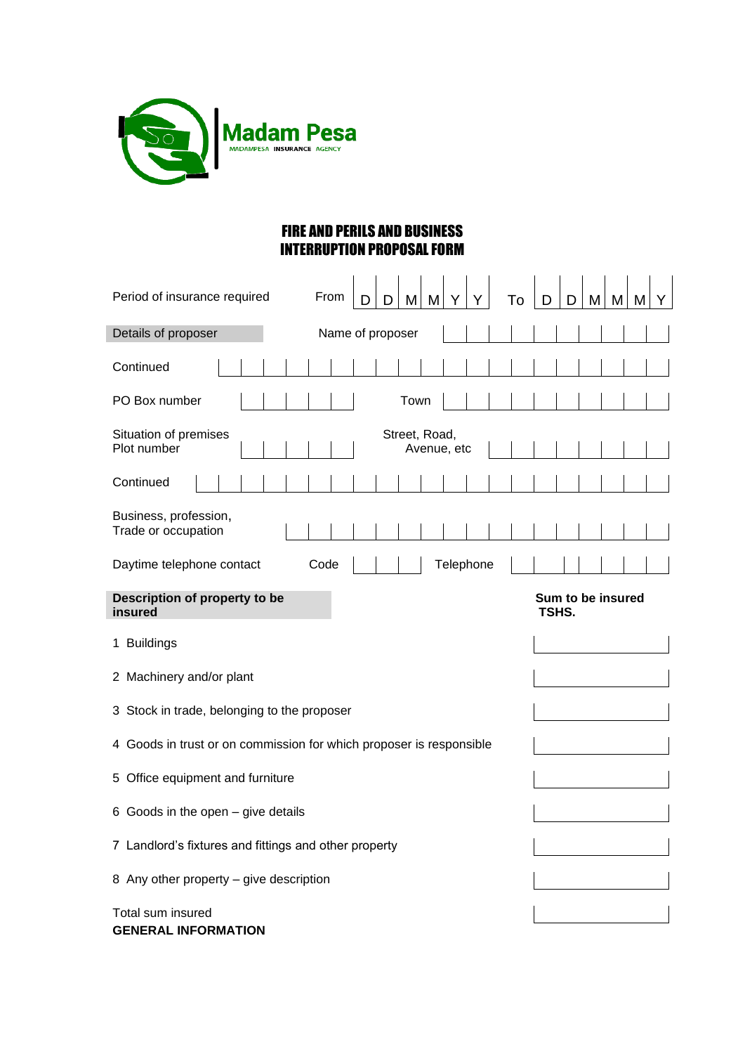Madam Pesa

MADAMPESA INSURANCE AGENCY

# FIRE AND PERILS AND BUSINESS INTERRUPTION PROPOSAL FORM

Period of insurance required From D D M M Y Y To D D M M M Y

**Details of proposer** Name of proposer

Continued

PO Box number Town

Situation of premises Plot number Street, Road, Avenue, etc

Continued

Business, profession, Trade or occupation

Daytime telephone contact Code Telephone

| **Description of property to be insured** | **Sum to be insured TSHS.** |
|---|---|
| 1 Buildings | |
| 2 Machinery and/or plant | |
| 3 Stock in trade, belonging to the proposer | |
| 4 Goods in trust or on commission for which proposer is responsible | |
| 5 Office equipment and furniture | |
| 6 Goods in the open – give details | |
| 7 Landlord's fixtures and fittings and other property | |
| 8 Any other property – give description | |
| Total sum insured | |

**GENERAL INFORMATION**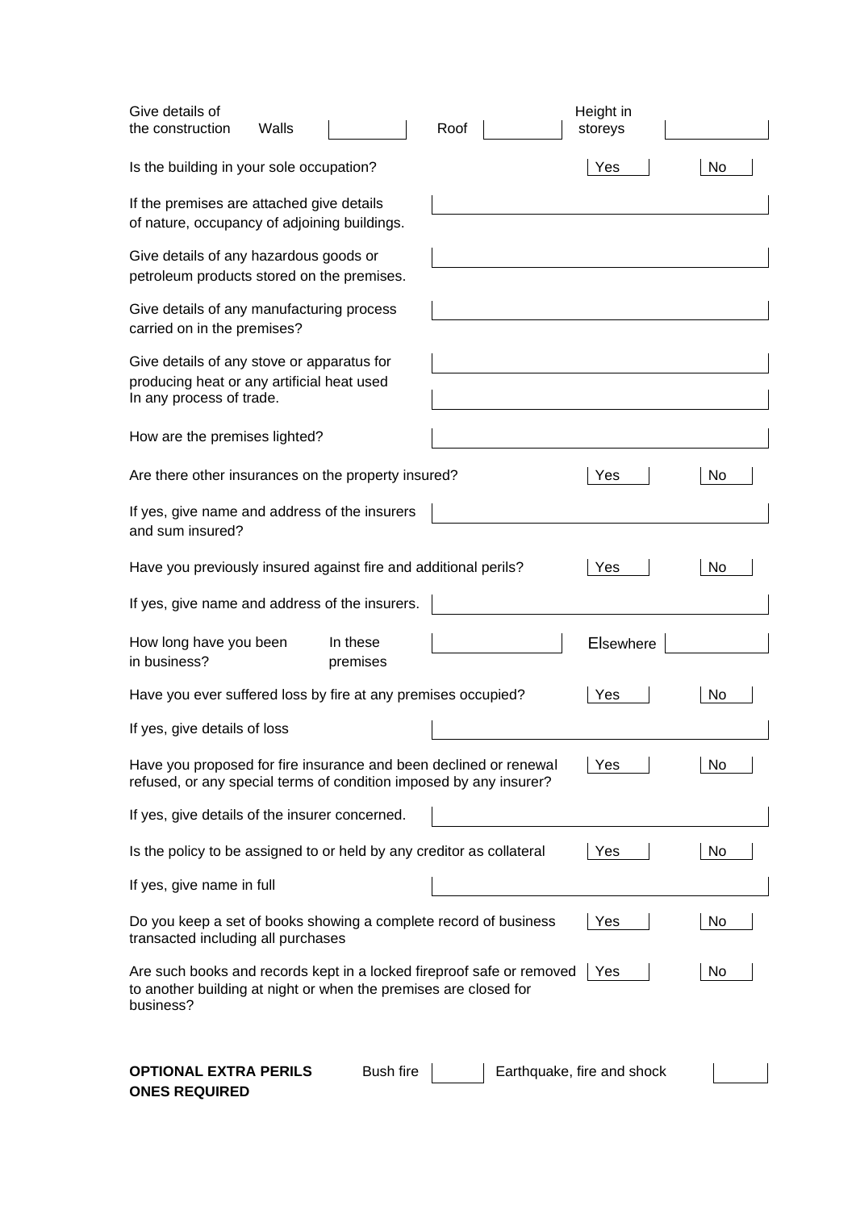Give details of the construction Walls ______ Roof ______ Height in storeys ______

Is the building in your sole occupation? Yes ☐ No ☐

If the premises are attached give details of nature, occupancy of adjoining buildings. ______

Give details of any hazardous goods or petroleum products stored on the premises. ______

Give details of any manufacturing process carried on in the premises? ______

Give details of any stove or apparatus for producing heat or any artificial heat used In any process of trade. ______

______

How are the premises lighted? ______

Are there other insurances on the property insured? Yes ☐ No ☐

If yes, give name and address of the insurers and sum insured? ______

Have you previously insured against fire and additional perils? Yes ☐ No ☐

If yes, give name and address of the insurers. ______

How long have you been in business? In these premises ______ Elsewhere ______

Have you ever suffered loss by fire at any premises occupied? Yes ☐ No ☐

If yes, give details of loss ______

Have you proposed for fire insurance and been declined or renewal refused, or any special terms of condition imposed by any insurer? Yes ☐ No ☐

If yes, give details of the insurer concerned. ______

Is the policy to be assigned to or held by any creditor as collateral Yes ☐ No ☐

If yes, give name in full ______

Do you keep a set of books showing a complete record of business transacted including all purchases Yes ☐ No ☐

Are such books and records kept in a locked fireproof safe or removed to another building at night or when the premises are closed for business? Yes ☐ No ☐

**OPTIONAL EXTRA PERILS ONES REQUIRED** Bush fire ☐ Earthquake, fire and shock ☐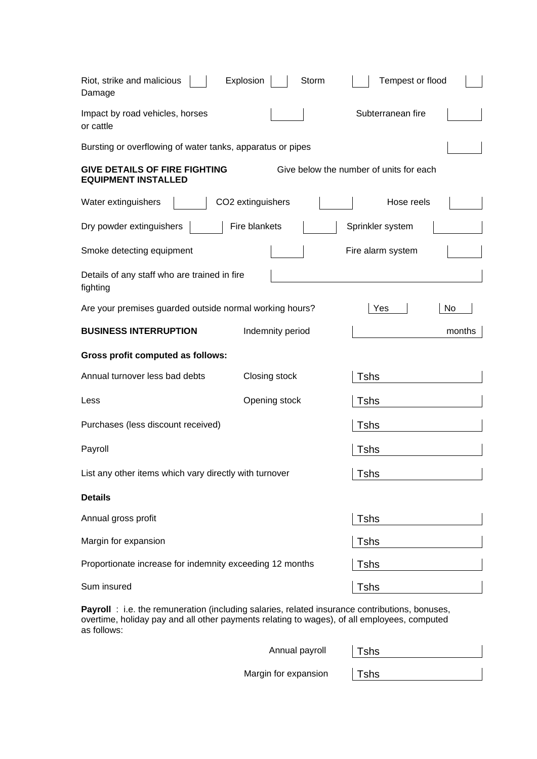| | | | | | | | |
|---|---|---|---|---|---|---|---|
| Riot, strike and malicious Damage | | Explosion | | Storm | | Tempest or flood | |

| | | | |
|---|---|---|---|
| Impact by road vehicles, horses or cattle | | Subterranean fire | |

| | |
|---|---|
| Bursting or overflowing of water tanks, apparatus or pipes | |

**GIVE DETAILS OF FIRE FIGHTING EQUIPMENT INSTALLED** — Give below the number of units for each

| | | | | | |
|---|---|---|---|---|---|
| Water extinguishers | | $CO_2$ extinguishers | | Hose reels | |
| Dry powder extinguishers | | Fire blankets | | Sprinkler system | |

| | | | |
|---|---|---|---|
| Smoke detecting equipment | | Fire alarm system | |

| | |
|---|---|
| Details of any staff who are trained in fire fighting | |

Are your premises guarded outside normal working hours? Yes | No

**BUSINESS INTERRUPTION** Indemnity period ______ months

**Gross profit computed as follows:**

| | | |
|---|---|---|
| Annual turnover less bad debts | Closing stock | Tshs |
| Less | Opening stock | Tshs |
| Purchases (less discount received) | | Tshs |
| Payroll | | Tshs |
| List any other items which vary directly with turnover | | Tshs |

**Details**

| | |
|---|---|
| Annual gross profit | Tshs |
| Margin for expansion | Tshs |
| Proportionate increase for indemnity exceeding 12 months | Tshs |
| Sum insured | Tshs |

**Payroll** : i.e. the remuneration (including salaries, related insurance contributions, bonuses, overtime, holiday pay and all other payments relating to wages), of all employees, computed as follows:

| | |
|---|---|
| Annual payroll | Tshs |
| Margin for expansion | Tshs |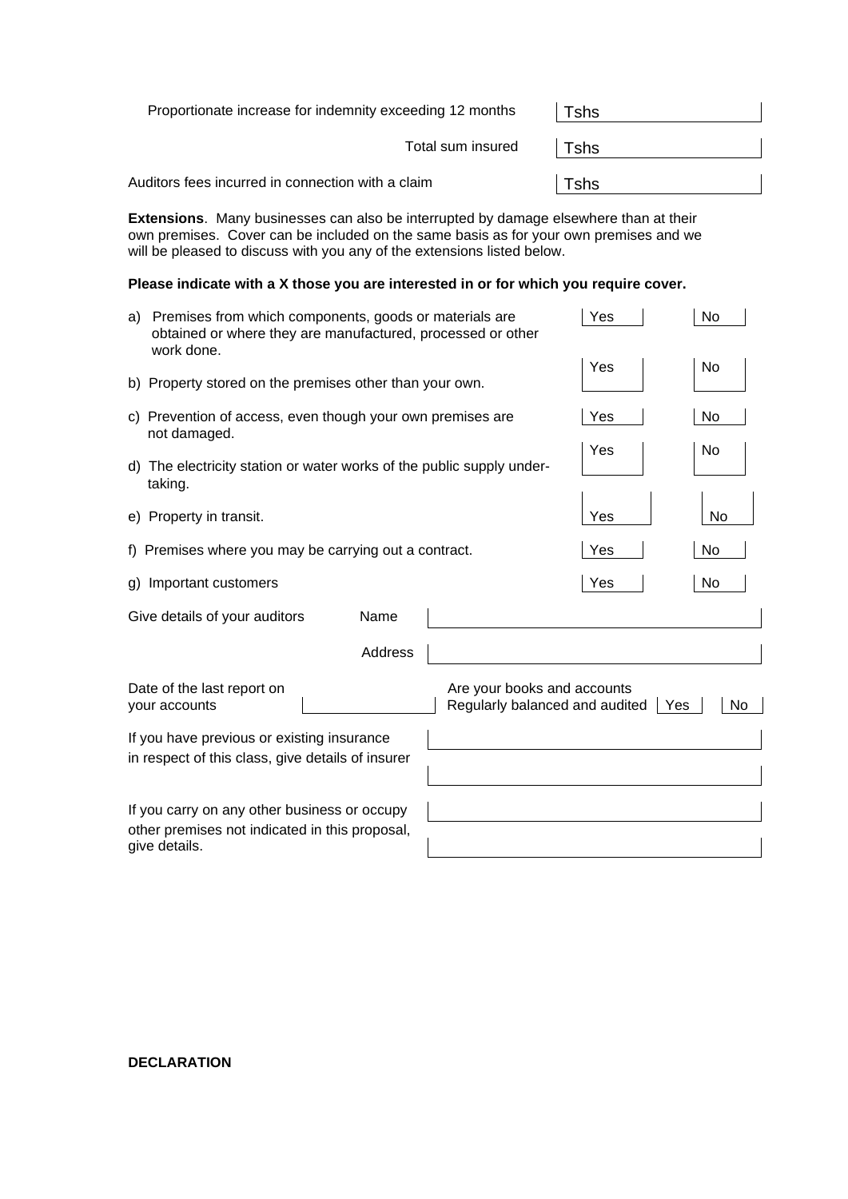| | |
|---|---|
| Proportionate increase for indemnity exceeding 12 months | Tshs |
| Total sum insured | Tshs |
| Auditors fees incurred in connection with a claim | Tshs |

**Extensions**. Many businesses can also be interrupted by damage elsewhere than at their own premises. Cover can be included on the same basis as for your own premises and we will be pleased to discuss with you any of the extensions listed below.

**Please indicate with a X those you are interested in or for which you require cover.**

| | | |
|---|---|---|
| a) Premises from which components, goods or materials are obtained or where they are manufactured, processed or other work done. | Yes | No |
| b) Property stored on the premises other than your own. | Yes | No |
| c) Prevention of access, even though your own premises are not damaged. | Yes | No |
| d) The electricity station or water works of the public supply under-taking. | Yes | No |
| e) Property in transit. | Yes | No |
| f) Premises where you may be carrying out a contract. | Yes | No |
| g) Important customers | Yes | No |

Give details of your auditors — Name: 

Address: 

Date of the last report on your accounts: 

Are your books and accounts Regularly balanced and audited — Yes / No

If you have previous or existing insurance in respect of this class, give details of insurer: 

If you carry on any other business or occupy other premises not indicated in this proposal, give details.

**DECLARATION**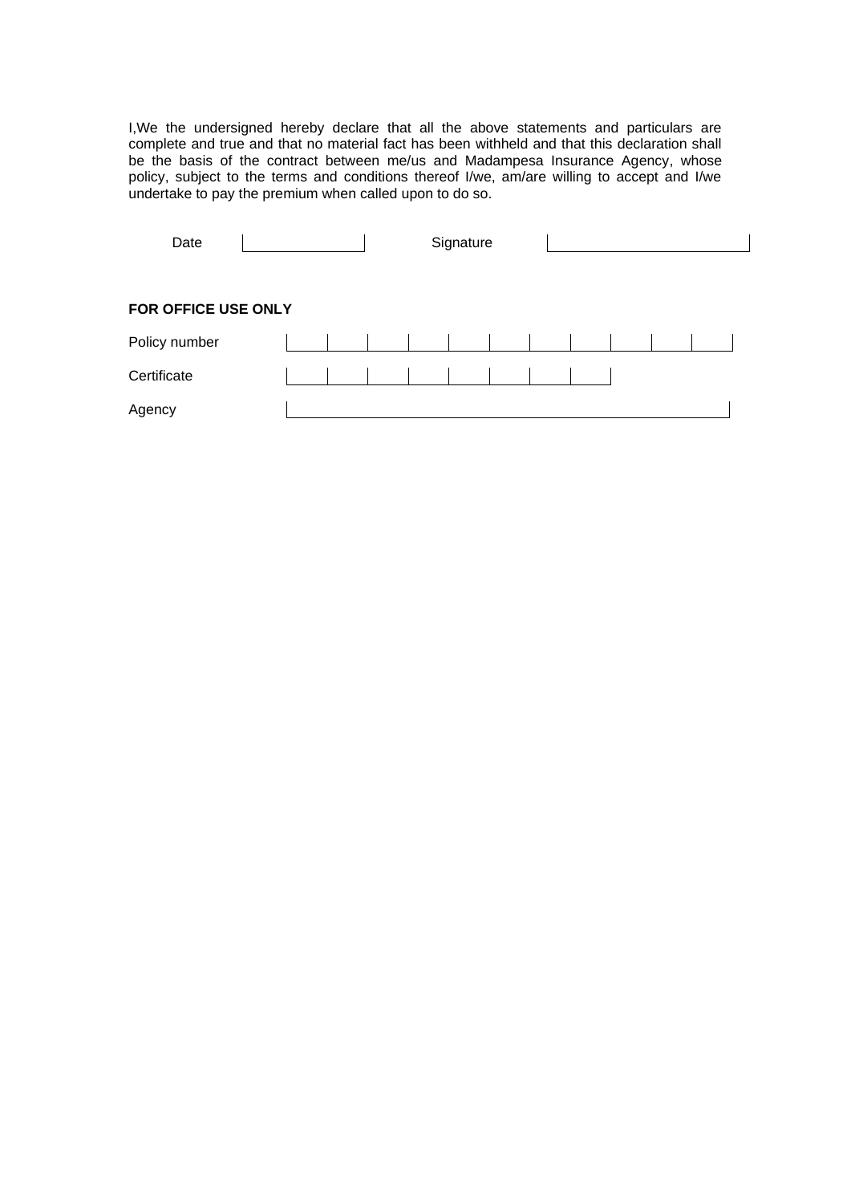I,We the undersigned hereby declare that all the above statements and particulars are complete and true and that no material fact has been withheld and that this declaration shall be the basis of the contract between me/us and Madampesa Insurance Agency, whose policy, subject to the terms and conditions thereof I/we, am/are willing to accept and I/we undertake to pay the premium when called upon to do so.

Date | | Signature | |

**FOR OFFICE USE ONLY**

| | | | | | | | | | | | |
|---|---|---|---|---|---|---|---|---|---|---|---|
| Policy number | | | | | | | | | | | |
| Certificate | | | | | | | | | | | |
| Agency | | | | | | | | | | | |